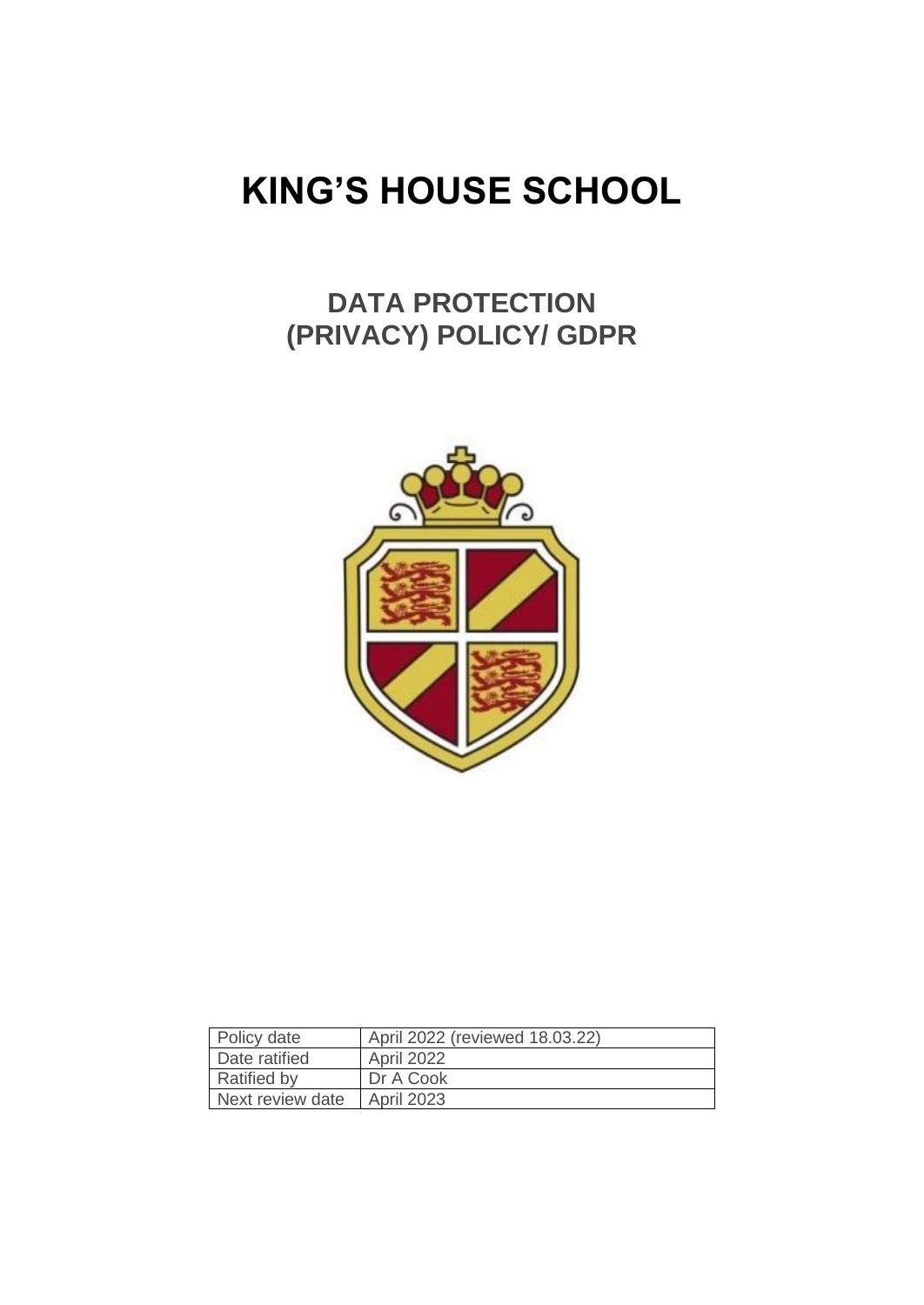# KING'S HOUSE SCHOOL

## DATA PROTECTION (PRIVACY) POLICY/ GDPR

| Policy date | April 2022 (reviewed 18.03.22) |
|---|---|
| Date ratified | April 2022 |
| Ratified by | Dr A Cook |
| Next review date | April 2023 |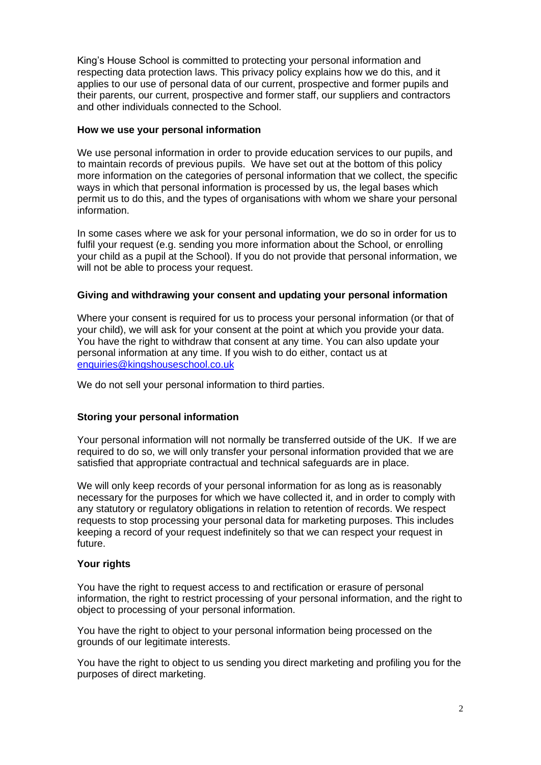King's House School is committed to protecting your personal information and respecting data protection laws. This privacy policy explains how we do this, and it applies to our use of personal data of our current, prospective and former pupils and their parents, our current, prospective and former staff, our suppliers and contractors and other individuals connected to the School.

**How we use your personal information**

We use personal information in order to provide education services to our pupils, and to maintain records of previous pupils. We have set out at the bottom of this policy more information on the categories of personal information that we collect, the specific ways in which that personal information is processed by us, the legal bases which permit us to do this, and the types of organisations with whom we share your personal information.

In some cases where we ask for your personal information, we do so in order for us to fulfil your request (e.g. sending you more information about the School, or enrolling your child as a pupil at the School). If you do not provide that personal information, we will not be able to process your request.

**Giving and withdrawing your consent and updating your personal information**

Where your consent is required for us to process your personal information (or that of your child), we will ask for your consent at the point at which you provide your data. You have the right to withdraw that consent at any time. You can also update your personal information at any time. If you wish to do either, contact us at enquiries@kingshouseschool.co.uk

We do not sell your personal information to third parties.

**Storing your personal information**

Your personal information will not normally be transferred outside of the UK. If we are required to do so, we will only transfer your personal information provided that we are satisfied that appropriate contractual and technical safeguards are in place.

We will only keep records of your personal information for as long as is reasonably necessary for the purposes for which we have collected it, and in order to comply with any statutory or regulatory obligations in relation to retention of records. We respect requests to stop processing your personal data for marketing purposes. This includes keeping a record of your request indefinitely so that we can respect your request in future.

**Your rights**

You have the right to request access to and rectification or erasure of personal information, the right to restrict processing of your personal information, and the right to object to processing of your personal information.

You have the right to object to your personal information being processed on the grounds of our legitimate interests.

You have the right to object to us sending you direct marketing and profiling you for the purposes of direct marketing.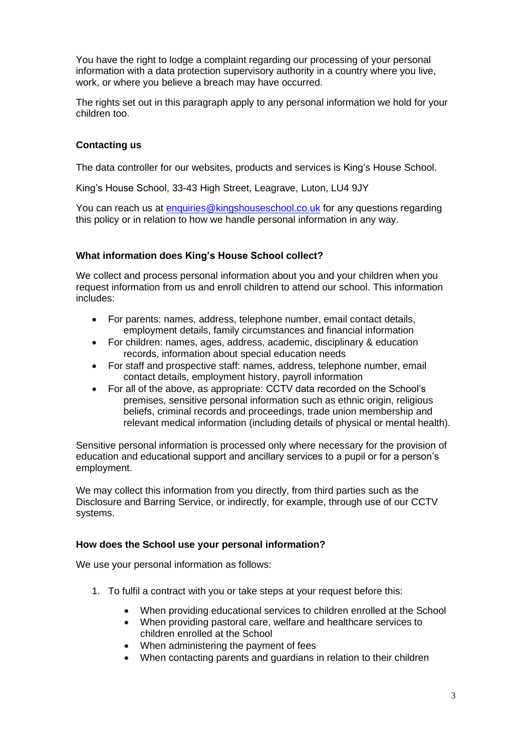You have the right to lodge a complaint regarding our processing of your personal information with a data protection supervisory authority in a country where you live, work, or where you believe a breach may have occurred.

The rights set out in this paragraph apply to any personal information we hold for your children too.

**Contacting us**

The data controller for our websites, products and services is King's House School.

King's House School, 33-43 High Street, Leagrave, Luton, LU4 9JY

You can reach us at [enquiries@kingshouseschool.co.uk](mailto:enquiries@kingshouseschool.co.uk) for any questions regarding this policy or in relation to how we handle personal information in any way.

**What information does King's House School collect?**

We collect and process personal information about you and your children when you request information from us and enroll children to attend our school. This information includes:

- For parents: names, address, telephone number, email contact details, employment details, family circumstances and financial information
- For children: names, ages, address, academic, disciplinary & education records, information about special education needs
- For staff and prospective staff: names, address, telephone number, email contact details, employment history, payroll information
- For all of the above, as appropriate: CCTV data recorded on the School's premises, sensitive personal information such as ethnic origin, religious beliefs, criminal records and proceedings, trade union membership and relevant medical information (including details of physical or mental health).

Sensitive personal information is processed only where necessary for the provision of education and educational support and ancillary services to a pupil or for a person's employment.

We may collect this information from you directly, from third parties such as the Disclosure and Barring Service, or indirectly, for example, through use of our CCTV systems.

**How does the School use your personal information?**

We use your personal information as follows:

1. To fulfil a contract with you or take steps at your request before this:
    - When providing educational services to children enrolled at the School
    - When providing pastoral care, welfare and healthcare services to children enrolled at the School
    - When administering the payment of fees
    - When contacting parents and guardians in relation to their children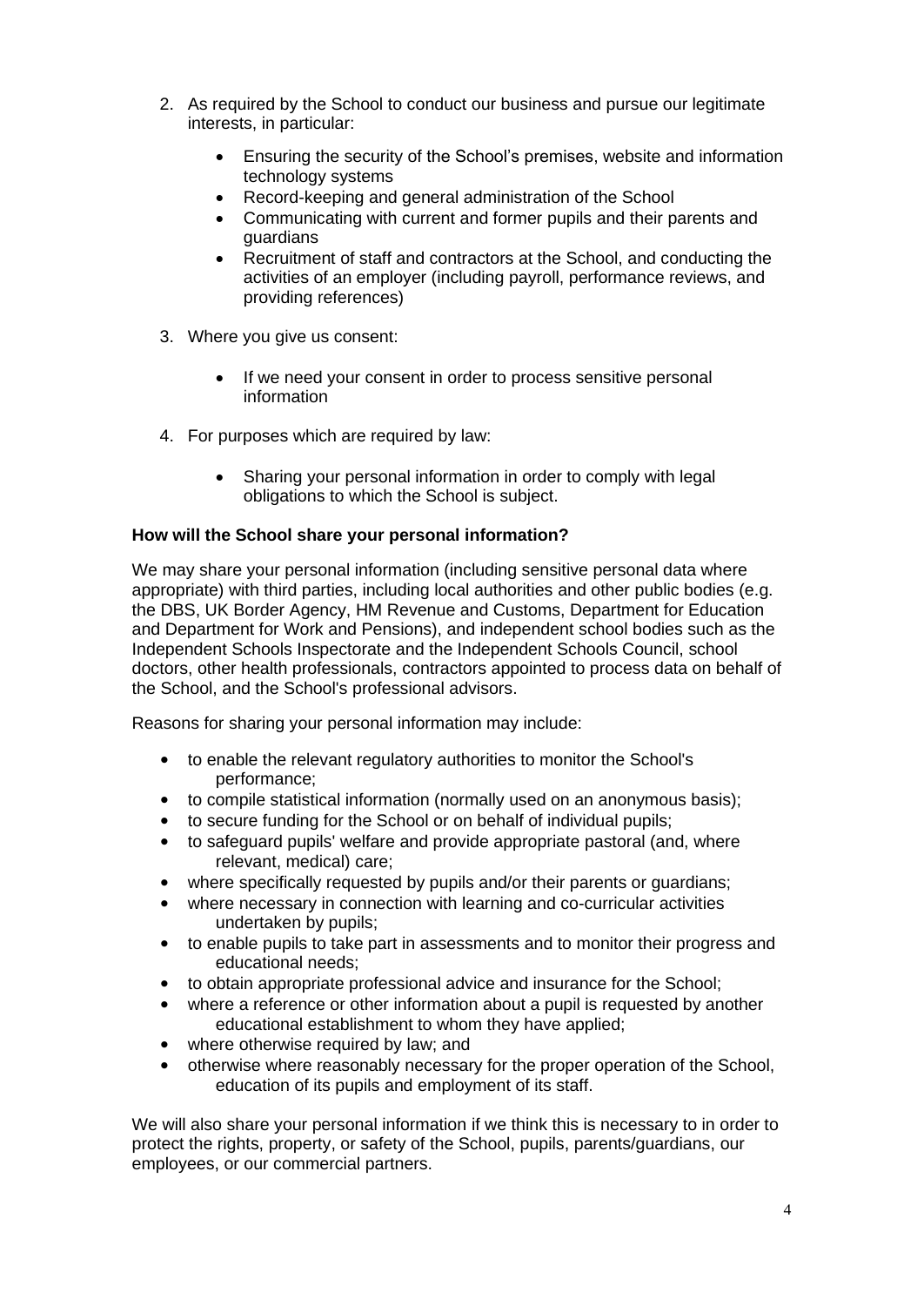2. As required by the School to conduct our business and pursue our legitimate interests, in particular:

    - Ensuring the security of the School's premises, website and information technology systems
    - Record-keeping and general administration of the School
    - Communicating with current and former pupils and their parents and guardians
    - Recruitment of staff and contractors at the School, and conducting the activities of an employer (including payroll, performance reviews, and providing references)

3. Where you give us consent:

    - If we need your consent in order to process sensitive personal information

4. For purposes which are required by law:

    - Sharing your personal information in order to comply with legal obligations to which the School is subject.

**How will the School share your personal information?**

We may share your personal information (including sensitive personal data where appropriate) with third parties, including local authorities and other public bodies (e.g. the DBS, UK Border Agency, HM Revenue and Customs, Department for Education and Department for Work and Pensions), and independent school bodies such as the Independent Schools Inspectorate and the Independent Schools Council, school doctors, other health professionals, contractors appointed to process data on behalf of the School, and the School's professional advisors.

Reasons for sharing your personal information may include:

- to enable the relevant regulatory authorities to monitor the School's performance;
- to compile statistical information (normally used on an anonymous basis);
- to secure funding for the School or on behalf of individual pupils;
- to safeguard pupils' welfare and provide appropriate pastoral (and, where relevant, medical) care;
- where specifically requested by pupils and/or their parents or guardians;
- where necessary in connection with learning and co-curricular activities undertaken by pupils;
- to enable pupils to take part in assessments and to monitor their progress and educational needs;
- to obtain appropriate professional advice and insurance for the School;
- where a reference or other information about a pupil is requested by another educational establishment to whom they have applied;
- where otherwise required by law; and
- otherwise where reasonably necessary for the proper operation of the School, education of its pupils and employment of its staff.

We will also share your personal information if we think this is necessary to in order to protect the rights, property, or safety of the School, pupils, parents/guardians, our employees, or our commercial partners.